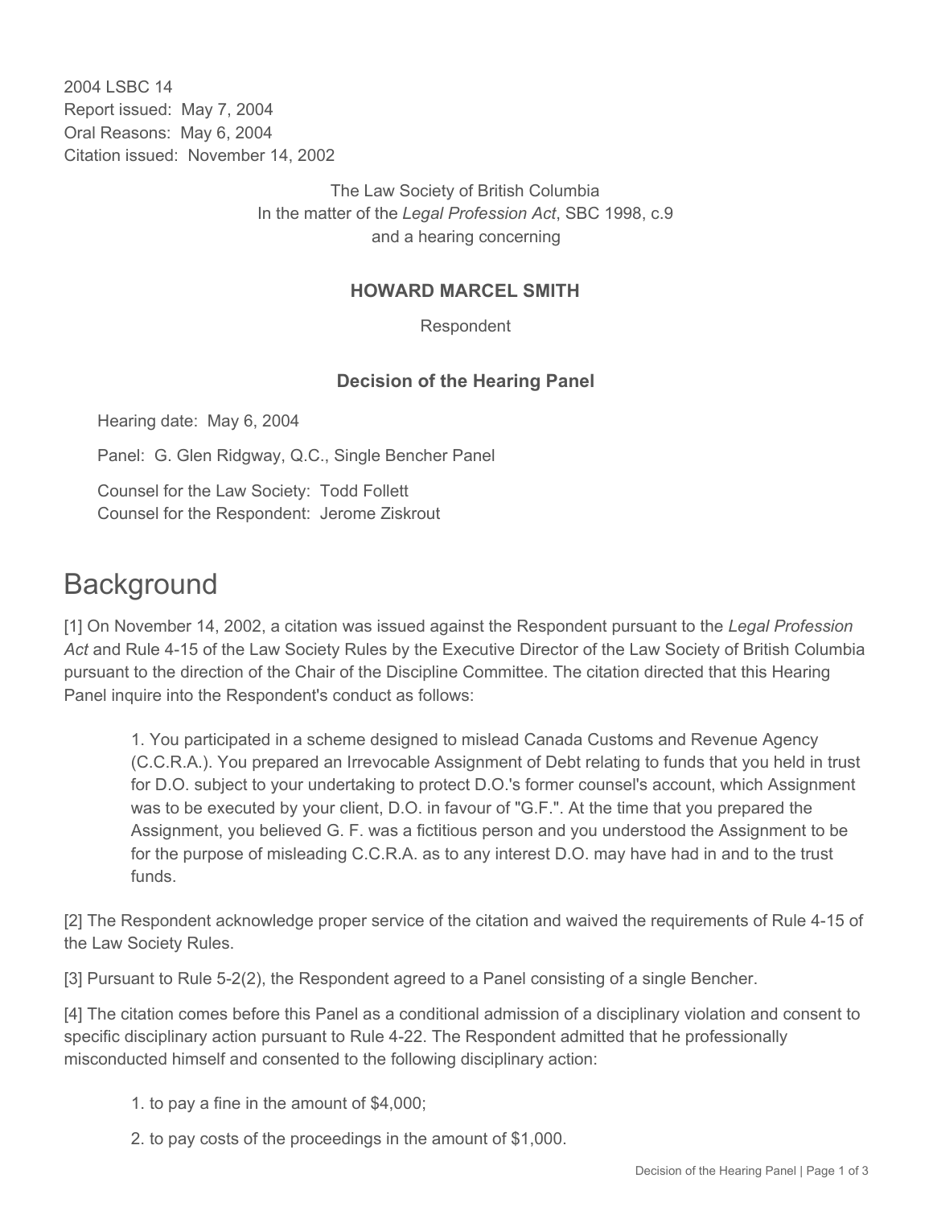2004 LSBC 14
Report issued: May 7, 2004
Oral Reasons: May 6, 2004
Citation issued: November 14, 2002

The Law Society of British Columbia
In the matter of the *Legal Profession Act*, SBC 1998, c.9
and a hearing concerning

**HOWARD MARCEL SMITH**

Respondent

**Decision of the Hearing Panel**

Hearing date: May 6, 2004

Panel: G. Glen Ridgway, Q.C., Single Bencher Panel

Counsel for the Law Society: Todd Follett
Counsel for the Respondent: Jerome Ziskrout

# Background

[1] On November 14, 2002, a citation was issued against the Respondent pursuant to the *Legal Profession Act* and Rule 4-15 of the Law Society Rules by the Executive Director of the Law Society of British Columbia pursuant to the direction of the Chair of the Discipline Committee. The citation directed that this Hearing Panel inquire into the Respondent's conduct as follows:

> 1. You participated in a scheme designed to mislead Canada Customs and Revenue Agency (C.C.R.A.). You prepared an Irrevocable Assignment of Debt relating to funds that you held in trust for D.O. subject to your undertaking to protect D.O.'s former counsel's account, which Assignment was to be executed by your client, D.O. in favour of "G.F.". At the time that you prepared the Assignment, you believed G. F. was a fictitious person and you understood the Assignment to be for the purpose of misleading C.C.R.A. as to any interest D.O. may have had in and to the trust funds.

[2] The Respondent acknowledge proper service of the citation and waived the requirements of Rule 4-15 of the Law Society Rules.

[3] Pursuant to Rule 5-2(2), the Respondent agreed to a Panel consisting of a single Bencher.

[4] The citation comes before this Panel as a conditional admission of a disciplinary violation and consent to specific disciplinary action pursuant to Rule 4-22. The Respondent admitted that he professionally misconducted himself and consented to the following disciplinary action:

> 1. to pay a fine in the amount of $4,000;
>
> 2. to pay costs of the proceedings in the amount of $1,000.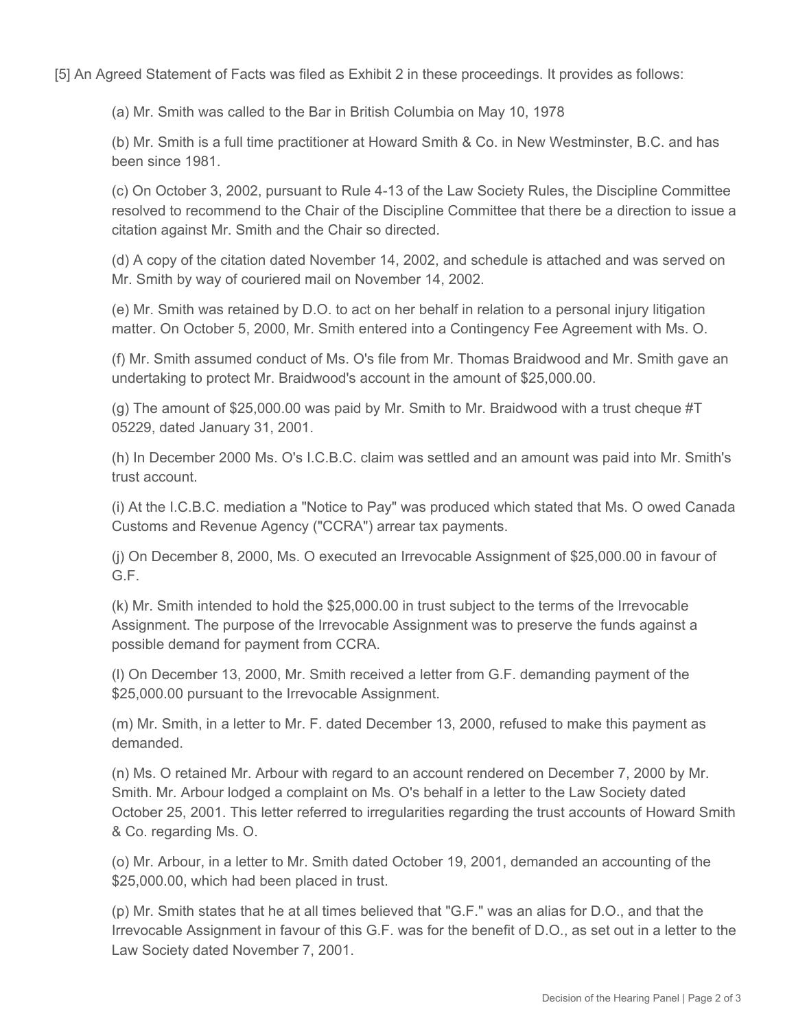[5] An Agreed Statement of Facts was filed as Exhibit 2 in these proceedings. It provides as follows:

(a) Mr. Smith was called to the Bar in British Columbia on May 10, 1978

(b) Mr. Smith is a full time practitioner at Howard Smith & Co. in New Westminster, B.C. and has been since 1981.

(c) On October 3, 2002, pursuant to Rule 4-13 of the Law Society Rules, the Discipline Committee resolved to recommend to the Chair of the Discipline Committee that there be a direction to issue a citation against Mr. Smith and the Chair so directed.

(d) A copy of the citation dated November 14, 2002, and schedule is attached and was served on Mr. Smith by way of couriered mail on November 14, 2002.

(e) Mr. Smith was retained by D.O. to act on her behalf in relation to a personal injury litigation matter. On October 5, 2000, Mr. Smith entered into a Contingency Fee Agreement with Ms. O.

(f) Mr. Smith assumed conduct of Ms. O's file from Mr. Thomas Braidwood and Mr. Smith gave an undertaking to protect Mr. Braidwood's account in the amount of $25,000.00.

(g) The amount of $25,000.00 was paid by Mr. Smith to Mr. Braidwood with a trust cheque #T 05229, dated January 31, 2001.

(h) In December 2000 Ms. O's I.C.B.C. claim was settled and an amount was paid into Mr. Smith's trust account.

(i) At the I.C.B.C. mediation a "Notice to Pay" was produced which stated that Ms. O owed Canada Customs and Revenue Agency ("CCRA") arrear tax payments.

(j) On December 8, 2000, Ms. O executed an Irrevocable Assignment of $25,000.00 in favour of G.F.

(k) Mr. Smith intended to hold the $25,000.00 in trust subject to the terms of the Irrevocable Assignment. The purpose of the Irrevocable Assignment was to preserve the funds against a possible demand for payment from CCRA.

(l) On December 13, 2000, Mr. Smith received a letter from G.F. demanding payment of the $25,000.00 pursuant to the Irrevocable Assignment.

(m) Mr. Smith, in a letter to Mr. F. dated December 13, 2000, refused to make this payment as demanded.

(n) Ms. O retained Mr. Arbour with regard to an account rendered on December 7, 2000 by Mr. Smith. Mr. Arbour lodged a complaint on Ms. O's behalf in a letter to the Law Society dated October 25, 2001. This letter referred to irregularities regarding the trust accounts of Howard Smith & Co. regarding Ms. O.

(o) Mr. Arbour, in a letter to Mr. Smith dated October 19, 2001, demanded an accounting of the $25,000.00, which had been placed in trust.

(p) Mr. Smith states that he at all times believed that "G.F." was an alias for D.O., and that the Irrevocable Assignment in favour of this G.F. was for the benefit of D.O., as set out in a letter to the Law Society dated November 7, 2001.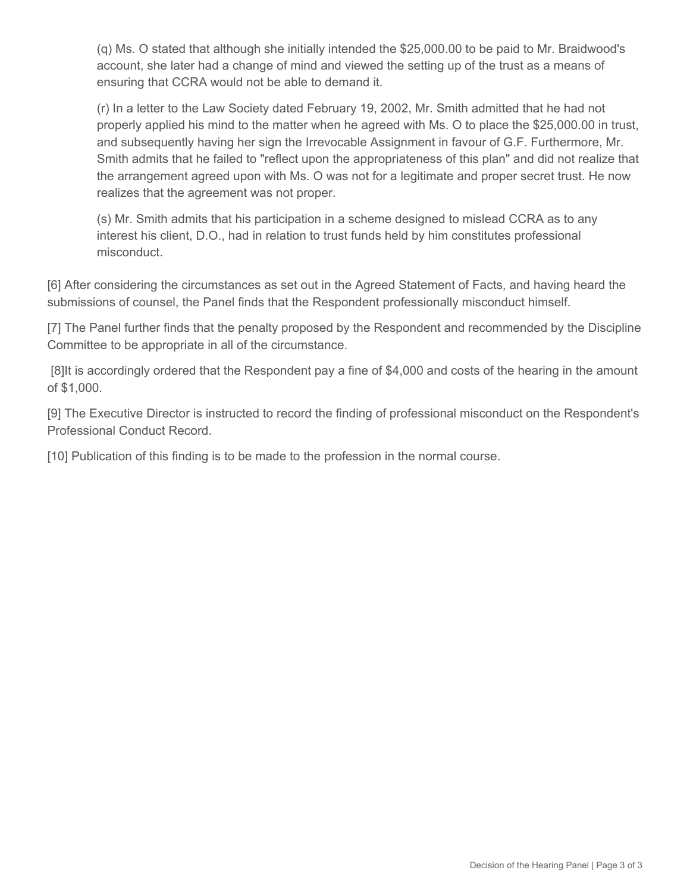(q) Ms. O stated that although she initially intended the $25,000.00 to be paid to Mr. Braidwood's account, she later had a change of mind and viewed the setting up of the trust as a means of ensuring that CCRA would not be able to demand it.

(r) In a letter to the Law Society dated February 19, 2002, Mr. Smith admitted that he had not properly applied his mind to the matter when he agreed with Ms. O to place the $25,000.00 in trust, and subsequently having her sign the Irrevocable Assignment in favour of G.F. Furthermore, Mr. Smith admits that he failed to "reflect upon the appropriateness of this plan" and did not realize that the arrangement agreed upon with Ms. O was not for a legitimate and proper secret trust. He now realizes that the agreement was not proper.

(s) Mr. Smith admits that his participation in a scheme designed to mislead CCRA as to any interest his client, D.O., had in relation to trust funds held by him constitutes professional misconduct.

[6] After considering the circumstances as set out in the Agreed Statement of Facts, and having heard the submissions of counsel, the Panel finds that the Respondent professionally misconduct himself.

[7] The Panel further finds that the penalty proposed by the Respondent and recommended by the Discipline Committee to be appropriate in all of the circumstance.

[8]It is accordingly ordered that the Respondent pay a fine of $4,000 and costs of the hearing in the amount of $1,000.

[9] The Executive Director is instructed to record the finding of professional misconduct on the Respondent's Professional Conduct Record.

[10] Publication of this finding is to be made to the profession in the normal course.